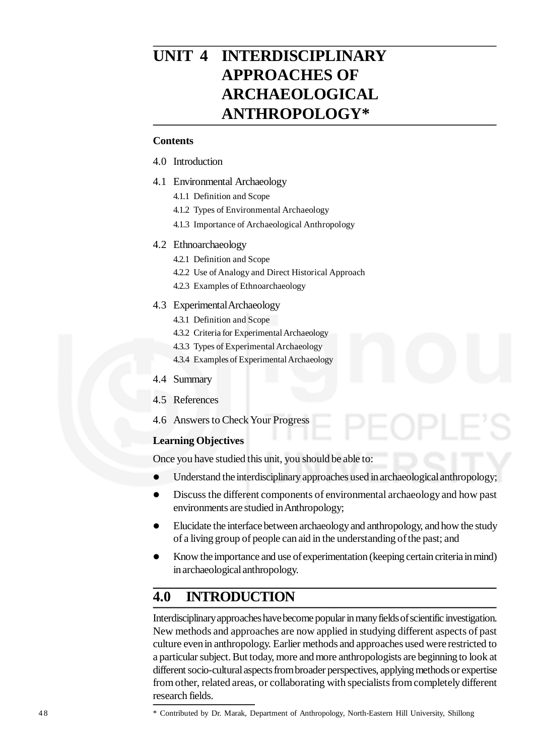# UNIT 4 INTERDISCIPLINARY APPROACHES OF ARCHAEOLOGICAL ANTHROPOLOGY*

**Contents**

4.0 Introduction

4.1 Environmental Archaeology

- 4.1.1 Definition and Scope
- 4.1.2 Types of Environmental Archaeology
- 4.1.3 Importance of Archaeological Anthropology

4.2 Ethnoarchaeology

- 4.2.1 Definition and Scope
- 4.2.2 Use of Analogy and Direct Historical Approach
- 4.2.3 Examples of Ethnoarchaeology

4.3 Experimental Archaeology

- 4.3.1 Definition and Scope
- 4.3.2 Criteria for Experimental Archaeology
- 4.3.3 Types of Experimental Archaeology
- 4.3.4 Examples of Experimental Archaeology

4.4 Summary

4.5 References

4.6 Answers to Check Your Progress

**Learning Objectives**

Once you have studied this unit, you should be able to:

- Understand the interdisciplinary approaches used in archaeological anthropology;
- Discuss the different components of environmental archaeology and how past environments are studied in Anthropology;
- Elucidate the interface between archaeology and anthropology, and how the study of a living group of people can aid in the understanding of the past; and
- Know the importance and use of experimentation (keeping certain criteria in mind) in archaeological anthropology.

## 4.0 INTRODUCTION

Interdisciplinary approaches have become popular in many fields of scientific investigation. New methods and approaches are now applied in studying different aspects of past culture even in anthropology. Earlier methods and approaches used were restricted to a particular subject. But today, more and more anthropologists are beginning to look at different socio-cultural aspects from broader perspectives, applying methods or expertise from other, related areas, or collaborating with specialists from completely different research fields.

* Contributed by Dr. Marak, Department of Anthropology, North-Eastern Hill University, Shillong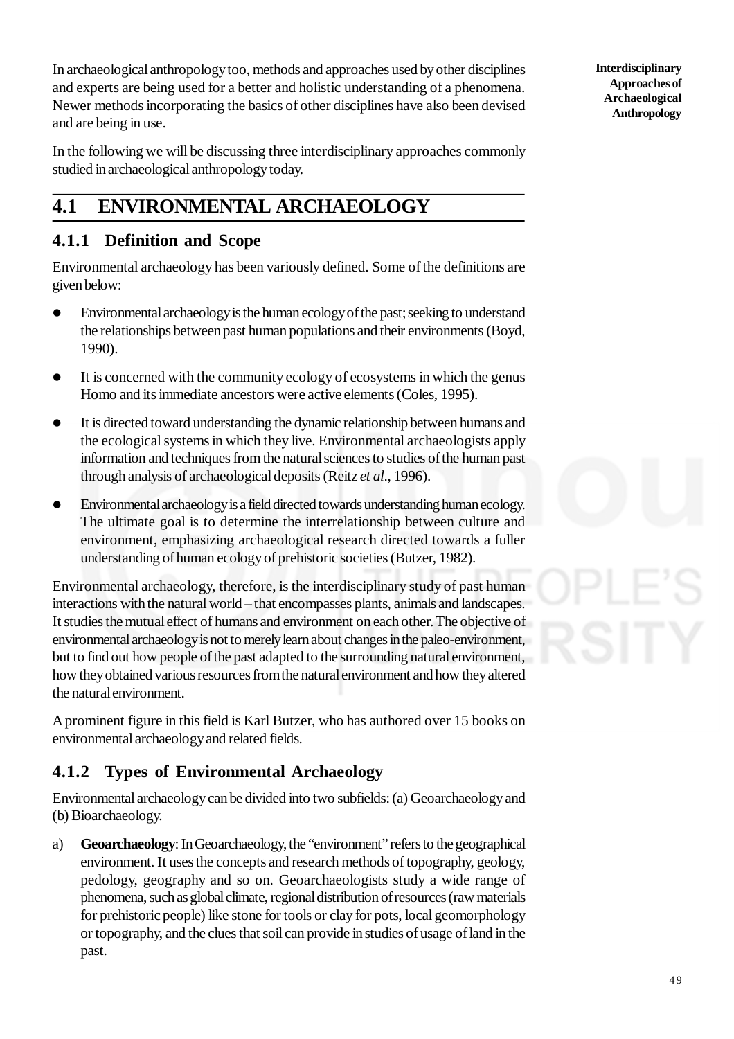In archaeological anthropology too, methods and approaches used by other disciplines and experts are being used for a better and holistic understanding of a phenomena. Newer methods incorporating the basics of other disciplines have also been devised and are being in use.

In the following we will be discussing three interdisciplinary approaches commonly studied in archaeological anthropology today.

## 4.1 ENVIRONMENTAL ARCHAEOLOGY

### 4.1.1 Definition and Scope

Environmental archaeology has been variously defined. Some of the definitions are given below:

- Environmental archaeology is the human ecology of the past; seeking to understand the relationships between past human populations and their environments (Boyd, 1990).
- It is concerned with the community ecology of ecosystems in which the genus Homo and its immediate ancestors were active elements (Coles, 1995).
- It is directed toward understanding the dynamic relationship between humans and the ecological systems in which they live. Environmental archaeologists apply information and techniques from the natural sciences to studies of the human past through analysis of archaeological deposits (Reitz *et al*., 1996).
- Environmental archaeology is a field directed towards understanding human ecology. The ultimate goal is to determine the interrelationship between culture and environment, emphasizing archaeological research directed towards a fuller understanding of human ecology of prehistoric societies (Butzer, 1982).

Environmental archaeology, therefore, is the interdisciplinary study of past human interactions with the natural world – that encompasses plants, animals and landscapes. It studies the mutual effect of humans and environment on each other. The objective of environmental archaeology is not to merely learn about changes in the paleo-environment, but to find out how people of the past adapted to the surrounding natural environment, how they obtained various resources from the natural environment and how they altered the natural environment.

A prominent figure in this field is Karl Butzer, who has authored over 15 books on environmental archaeology and related fields.

### 4.1.2 Types of Environmental Archaeology

Environmental archaeology can be divided into two subfields: (a) Geoarchaeology and (b) Bioarchaeology.

a) **Geoarchaeology**: In Geoarchaeology, the "environment" refers to the geographical environment. It uses the concepts and research methods of topography, geology, pedology, geography and so on. Geoarchaeologists study a wide range of phenomena, such as global climate, regional distribution of resources (raw materials for prehistoric people) like stone for tools or clay for pots, local geomorphology or topography, and the clues that soil can provide in studies of usage of land in the past.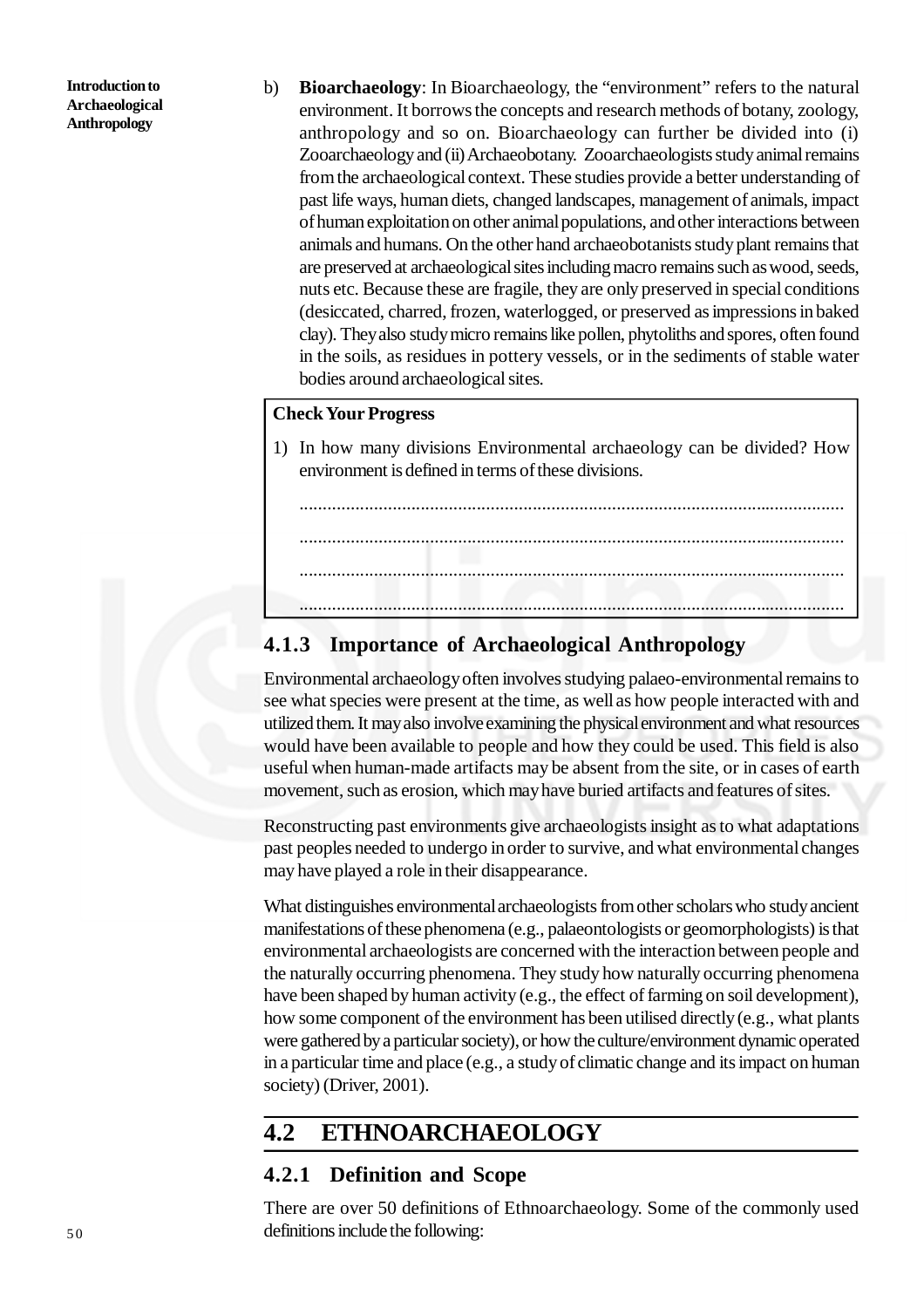b) **Bioarchaeology**: In Bioarchaeology, the "environment" refers to the natural environment. It borrows the concepts and research methods of botany, zoology, anthropology and so on. Bioarchaeology can further be divided into (i) Zooarchaeology and (ii) Archaeobotany. Zooarchaeologists study animal remains from the archaeological context. These studies provide a better understanding of past life ways, human diets, changed landscapes, management of animals, impact of human exploitation on other animal populations, and other interactions between animals and humans. On the other hand archaeobotanists study plant remains that are preserved at archaeological sites including macro remains such as wood, seeds, nuts etc. Because these are fragile, they are only preserved in special conditions (desiccated, charred, frozen, waterlogged, or preserved as impressions in baked clay). They also study micro remains like pollen, phytoliths and spores, often found in the soils, as residues in pottery vessels, or in the sediments of stable water bodies around archaeological sites.

**Check Your Progress**

1) In how many divisions Environmental archaeology can be divided? How environment is defined in terms of these divisions.

.....................................................................................................................

.....................................................................................................................

.....................................................................................................................

.....................................................................................................................

### 4.1.3 Importance of Archaeological Anthropology

Environmental archaeology often involves studying palaeo-environmental remains to see what species were present at the time, as well as how people interacted with and utilized them. It may also involve examining the physical environment and what resources would have been available to people and how they could be used. This field is also useful when human-made artifacts may be absent from the site, or in cases of earth movement, such as erosion, which may have buried artifacts and features of sites.

Reconstructing past environments give archaeologists insight as to what adaptations past peoples needed to undergo in order to survive, and what environmental changes may have played a role in their disappearance.

What distinguishes environmental archaeologists from other scholars who study ancient manifestations of these phenomena (e.g., palaeontologists or geomorphologists) is that environmental archaeologists are concerned with the interaction between people and the naturally occurring phenomena. They study how naturally occurring phenomena have been shaped by human activity (e.g., the effect of farming on soil development), how some component of the environment has been utilised directly (e.g., what plants were gathered by a particular society), or how the culture/environment dynamic operated in a particular time and place (e.g., a study of climatic change and its impact on human society) (Driver, 2001).

## 4.2 ETHNOARCHAEOLOGY

### 4.2.1 Definition and Scope

There are over 50 definitions of Ethnoarchaeology. Some of the commonly used definitions include the following: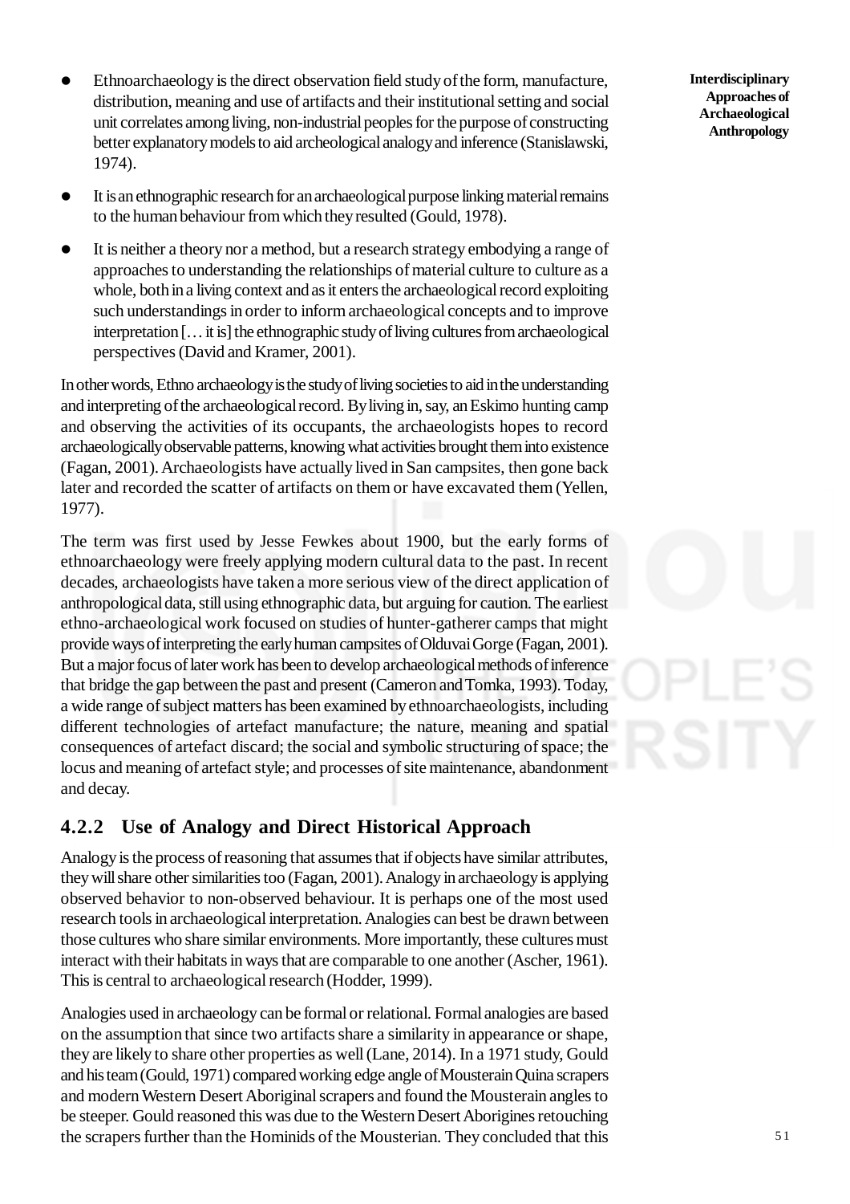- Ethnoarchaeology is the direct observation field study of the form, manufacture, distribution, meaning and use of artifacts and their institutional setting and social unit correlates among living, non-industrial peoples for the purpose of constructing better explanatory models to aid archeological analogy and inference (Stanislawski, 1974).

- It is an ethnographic research for an archaeological purpose linking material remains to the human behaviour from which they resulted (Gould, 1978).

- It is neither a theory nor a method, but a research strategy embodying a range of approaches to understanding the relationships of material culture to culture as a whole, both in a living context and as it enters the archaeological record exploiting such understandings in order to inform archaeological concepts and to improve interpretation [… it is] the ethnographic study of living cultures from archaeological perspectives (David and Kramer, 2001).

In other words, Ethno archaeology is the study of living societies to aid in the understanding and interpreting of the archaeological record. By living in, say, an Eskimo hunting camp and observing the activities of its occupants, the archaeologists hopes to record archaeologically observable patterns, knowing what activities brought them into existence (Fagan, 2001). Archaeologists have actually lived in San campsites, then gone back later and recorded the scatter of artifacts on them or have excavated them (Yellen, 1977).

The term was first used by Jesse Fewkes about 1900, but the early forms of ethnoarchaeology were freely applying modern cultural data to the past. In recent decades, archaeologists have taken a more serious view of the direct application of anthropological data, still using ethnographic data, but arguing for caution. The earliest ethno-archaeological work focused on studies of hunter-gatherer camps that might provide ways of interpreting the early human campsites of Olduvai Gorge (Fagan, 2001). But a major focus of later work has been to develop archaeological methods of inference that bridge the gap between the past and present (Cameron and Tomka, 1993). Today, a wide range of subject matters has been examined by ethnoarchaeologists, including different technologies of artefact manufacture; the nature, meaning and spatial consequences of artefact discard; the social and symbolic structuring of space; the locus and meaning of artefact style; and processes of site maintenance, abandonment and decay.

### 4.2.2 Use of Analogy and Direct Historical Approach

Analogy is the process of reasoning that assumes that if objects have similar attributes, they will share other similarities too (Fagan, 2001). Analogy in archaeology is applying observed behavior to non-observed behaviour. It is perhaps one of the most used research tools in archaeological interpretation. Analogies can best be drawn between those cultures who share similar environments. More importantly, these cultures must interact with their habitats in ways that are comparable to one another (Ascher, 1961). This is central to archaeological research (Hodder, 1999).

Analogies used in archaeology can be formal or relational. Formal analogies are based on the assumption that since two artifacts share a similarity in appearance or shape, they are likely to share other properties as well (Lane, 2014). In a 1971 study, Gould and his team (Gould, 1971) compared working edge angle of Mousterain Quina scrapers and modern Western Desert Aboriginal scrapers and found the Mousterain angles to be steeper. Gould reasoned this was due to the Western Desert Aborigines retouching the scrapers further than the Hominids of the Mousterian. They concluded that this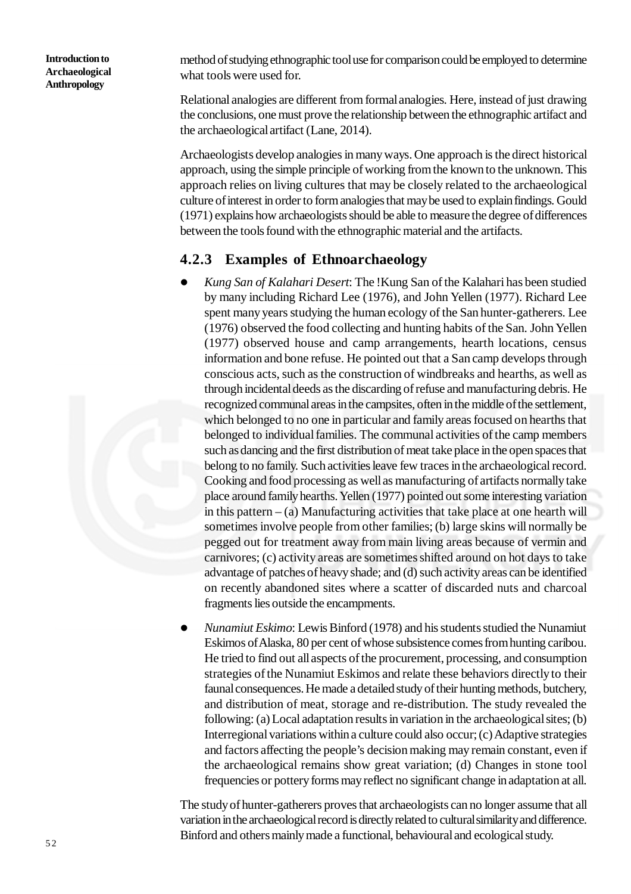method of studying ethnographic tool use for comparison could be employed to determine what tools were used for.

Relational analogies are different from formal analogies. Here, instead of just drawing the conclusions, one must prove the relationship between the ethnographic artifact and the archaeological artifact (Lane, 2014).

Archaeologists develop analogies in many ways. One approach is the direct historical approach, using the simple principle of working from the known to the unknown. This approach relies on living cultures that may be closely related to the archaeological culture of interest in order to form analogies that may be used to explain findings. Gould (1971) explains how archaeologists should be able to measure the degree of differences between the tools found with the ethnographic material and the artifacts.

### 4.2.3 Examples of Ethnoarchaeology

- *Kung San of Kalahari Desert*: The !Kung San of the Kalahari has been studied by many including Richard Lee (1976), and John Yellen (1977). Richard Lee spent many years studying the human ecology of the San hunter-gatherers. Lee (1976) observed the food collecting and hunting habits of the San. John Yellen (1977) observed house and camp arrangements, hearth locations, census information and bone refuse. He pointed out that a San camp develops through conscious acts, such as the construction of windbreaks and hearths, as well as through incidental deeds as the discarding of refuse and manufacturing debris. He recognized communal areas in the campsites, often in the middle of the settlement, which belonged to no one in particular and family areas focused on hearths that belonged to individual families. The communal activities of the camp members such as dancing and the first distribution of meat take place in the open spaces that belong to no family. Such activities leave few traces in the archaeological record. Cooking and food processing as well as manufacturing of artifacts normally take place around family hearths. Yellen (1977) pointed out some interesting variation in this pattern – (a) Manufacturing activities that take place at one hearth will sometimes involve people from other families; (b) large skins will normally be pegged out for treatment away from main living areas because of vermin and carnivores; (c) activity areas are sometimes shifted around on hot days to take advantage of patches of heavy shade; and (d) such activity areas can be identified on recently abandoned sites where a scatter of discarded nuts and charcoal fragments lies outside the encampments.

- *Nunamiut Eskimo*: Lewis Binford (1978) and his students studied the Nunamiut Eskimos of Alaska, 80 per cent of whose subsistence comes from hunting caribou. He tried to find out all aspects of the procurement, processing, and consumption strategies of the Nunamiut Eskimos and relate these behaviors directly to their faunal consequences. He made a detailed study of their hunting methods, butchery, and distribution of meat, storage and re-distribution. The study revealed the following: (a) Local adaptation results in variation in the archaeological sites; (b) Interregional variations within a culture could also occur; (c) Adaptive strategies and factors affecting the people's decision making may remain constant, even if the archaeological remains show great variation; (d) Changes in stone tool frequencies or pottery forms may reflect no significant change in adaptation at all.

The study of hunter-gatherers proves that archaeologists can no longer assume that all variation in the archaeological record is directly related to cultural similarity and difference. Binford and others mainly made a functional, behavioural and ecological study.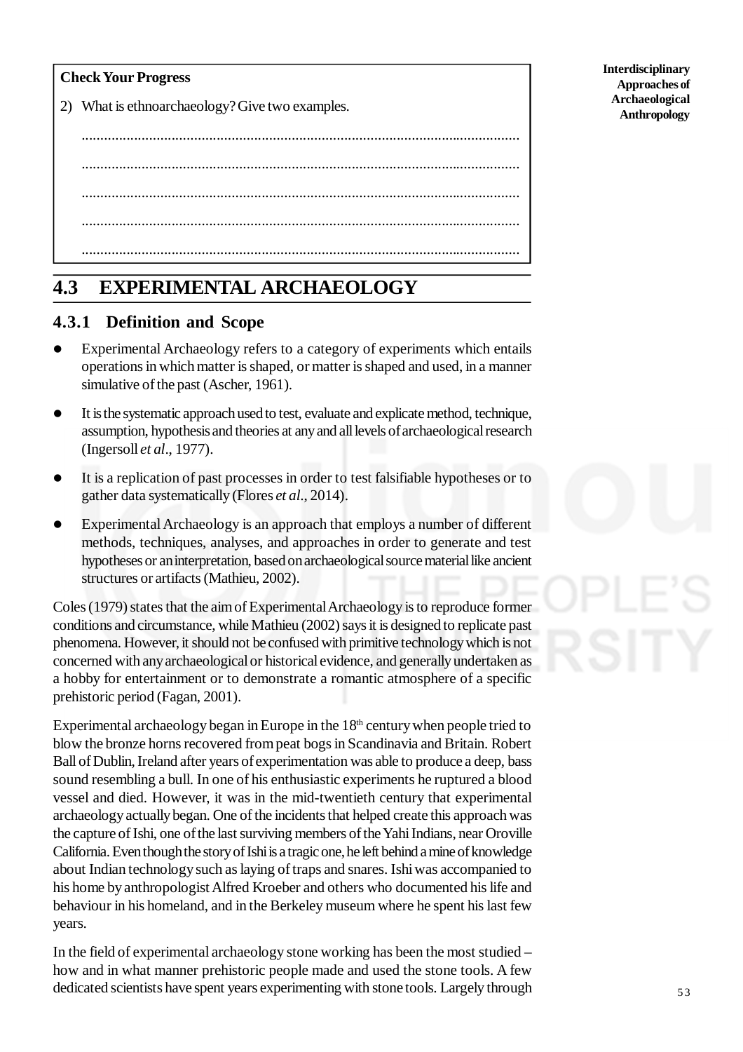**Check Your Progress**

2) What is ethnoarchaeology? Give two examples.

.....................................................................................................................

.....................................................................................................................

.....................................................................................................................

.....................................................................................................................

.....................................................................................................................

## 4.3 EXPERIMENTAL ARCHAEOLOGY

### 4.3.1 Definition and Scope

- Experimental Archaeology refers to a category of experiments which entails operations in which matter is shaped, or matter is shaped and used, in a manner simulative of the past (Ascher, 1961).
- It is the systematic approach used to test, evaluate and explicate method, technique, assumption, hypothesis and theories at any and all levels of archaeological research (Ingersoll *et al*., 1977).
- It is a replication of past processes in order to test falsifiable hypotheses or to gather data systematically (Flores *et al*., 2014).
- Experimental Archaeology is an approach that employs a number of different methods, techniques, analyses, and approaches in order to generate and test hypotheses or an interpretation, based on archaeological source material like ancient structures or artifacts (Mathieu, 2002).

Coles (1979) states that the aim of Experimental Archaeology is to reproduce former conditions and circumstance, while Mathieu (2002) says it is designed to replicate past phenomena. However, it should not be confused with primitive technology which is not concerned with any archaeological or historical evidence, and generally undertaken as a hobby for entertainment or to demonstrate a romantic atmosphere of a specific prehistoric period (Fagan, 2001).

Experimental archaeology began in Europe in the 18th century when people tried to blow the bronze horns recovered from peat bogs in Scandinavia and Britain. Robert Ball of Dublin, Ireland after years of experimentation was able to produce a deep, bass sound resembling a bull. In one of his enthusiastic experiments he ruptured a blood vessel and died. However, it was in the mid-twentieth century that experimental archaeology actually began. One of the incidents that helped create this approach was the capture of Ishi, one of the last surviving members of the Yahi Indians, near Oroville California. Even though the story of Ishi is a tragic one, he left behind a mine of knowledge about Indian technology such as laying of traps and snares. Ishi was accompanied to his home by anthropologist Alfred Kroeber and others who documented his life and behaviour in his homeland, and in the Berkeley museum where he spent his last few years.

In the field of experimental archaeology stone working has been the most studied – how and in what manner prehistoric people made and used the stone tools. A few dedicated scientists have spent years experimenting with stone tools. Largely through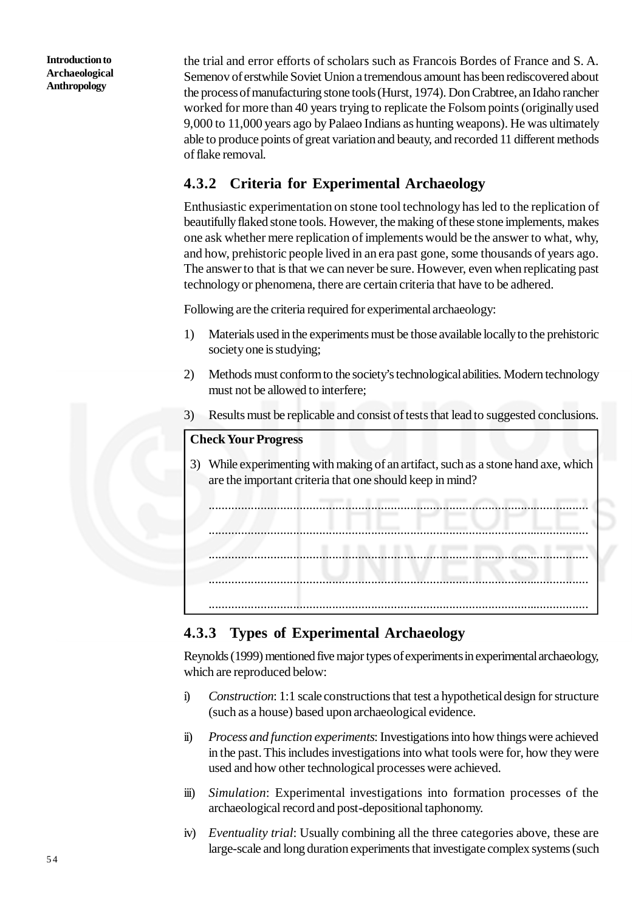the trial and error efforts of scholars such as Francois Bordes of France and S. A. Semenov of erstwhile Soviet Union a tremendous amount has been rediscovered about the process of manufacturing stone tools (Hurst, 1974). Don Crabtree, an Idaho rancher worked for more than 40 years trying to replicate the Folsom points (originally used 9,000 to 11,000 years ago by Palaeo Indians as hunting weapons). He was ultimately able to produce points of great variation and beauty, and recorded 11 different methods of flake removal.

### 4.3.2 Criteria for Experimental Archaeology

Enthusiastic experimentation on stone tool technology has led to the replication of beautifully flaked stone tools. However, the making of these stone implements, makes one ask whether mere replication of implements would be the answer to what, why, and how, prehistoric people lived in an era past gone, some thousands of years ago. The answer to that is that we can never be sure. However, even when replicating past technology or phenomena, there are certain criteria that have to be adhered.

Following are the criteria required for experimental archaeology:

1) Materials used in the experiments must be those available locally to the prehistoric society one is studying;

2) Methods must conform to the society's technological abilities. Modern technology must not be allowed to interfere;

3) Results must be replicable and consist of tests that lead to suggested conclusions.

**Check Your Progress**

3) While experimenting with making of an artifact, such as a stone hand axe, which are the important criteria that one should keep in mind?

.....................................................................................................................

.....................................................................................................................

.....................................................................................................................

.....................................................................................................................

.....................................................................................................................

### 4.3.3 Types of Experimental Archaeology

Reynolds (1999) mentioned five major types of experiments in experimental archaeology, which are reproduced below:

i) *Construction*: 1:1 scale constructions that test a hypothetical design for structure (such as a house) based upon archaeological evidence.

ii) *Process and function experiments*: Investigations into how things were achieved in the past. This includes investigations into what tools were for, how they were used and how other technological processes were achieved.

iii) *Simulation*: Experimental investigations into formation processes of the archaeological record and post-depositional taphonomy.

iv) *Eventuality trial*: Usually combining all the three categories above, these are large-scale and long duration experiments that investigate complex systems (such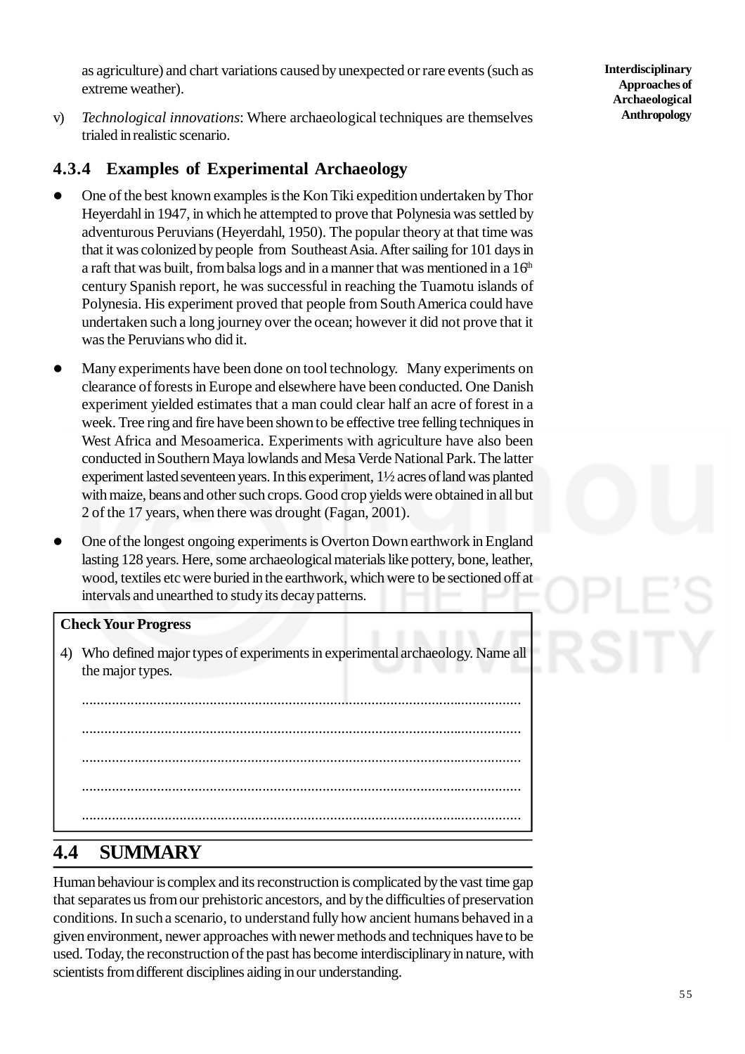as agriculture) and chart variations caused by unexpected or rare events (such as extreme weather).

v) *Technological innovations*: Where archaeological techniques are themselves trialed in realistic scenario.

### 4.3.4 Examples of Experimental Archaeology

- One of the best known examples is the Kon Tiki expedition undertaken by Thor Heyerdahl in 1947, in which he attempted to prove that Polynesia was settled by adventurous Peruvians (Heyerdahl, 1950). The popular theory at that time was that it was colonized by people from Southeast Asia. After sailing for 101 days in a raft that was built, from balsa logs and in a manner that was mentioned in a 16th century Spanish report, he was successful in reaching the Tuamotu islands of Polynesia. His experiment proved that people from South America could have undertaken such a long journey over the ocean; however it did not prove that it was the Peruvians who did it.
- Many experiments have been done on tool technology. Many experiments on clearance of forests in Europe and elsewhere have been conducted. One Danish experiment yielded estimates that a man could clear half an acre of forest in a week. Tree ring and fire have been shown to be effective tree felling techniques in West Africa and Mesoamerica. Experiments with agriculture have also been conducted in Southern Maya lowlands and Mesa Verde National Park. The latter experiment lasted seventeen years. In this experiment, 1½ acres of land was planted with maize, beans and other such crops. Good crop yields were obtained in all but 2 of the 17 years, when there was drought (Fagan, 2001).
- One of the longest ongoing experiments is Overton Down earthwork in England lasting 128 years. Here, some archaeological materials like pottery, bone, leather, wood, textiles etc were buried in the earthwork, which were to be sectioned off at intervals and unearthed to study its decay patterns.

**Check Your Progress**

4) Who defined major types of experiments in experimental archaeology. Name all the major types.

..................................................................................................................

..................................................................................................................

..................................................................................................................

..................................................................................................................

..................................................................................................................

## 4.4 SUMMARY

Human behaviour is complex and its reconstruction is complicated by the vast time gap that separates us from our prehistoric ancestors, and by the difficulties of preservation conditions. In such a scenario, to understand fully how ancient humans behaved in a given environment, newer approaches with newer methods and techniques have to be used. Today, the reconstruction of the past has become interdisciplinary in nature, with scientists from different disciplines aiding in our understanding.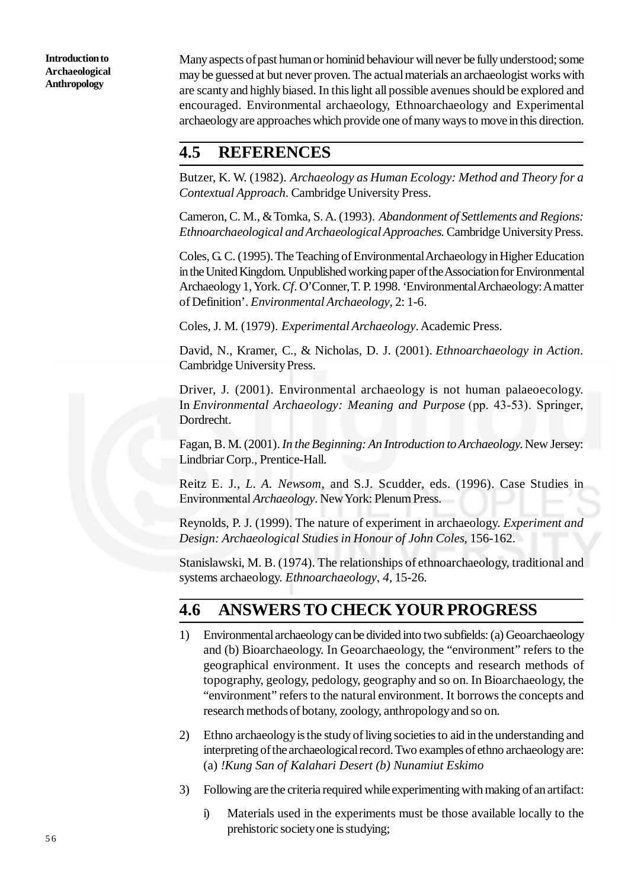Many aspects of past human or hominid behaviour will never be fully understood; some may be guessed at but never proven. The actual materials an archaeologist works with are scanty and highly biased. In this light all possible avenues should be explored and encouraged. Environmental archaeology, Ethnoarchaeology and Experimental archaeology are approaches which provide one of many ways to move in this direction.

## 4.5 REFERENCES

Butzer, K. W. (1982). *Archaeology as Human Ecology: Method and Theory for a Contextual Approach*. Cambridge University Press.

Cameron, C. M., & Tomka, S. A. (1993). *Abandonment of Settlements and Regions: Ethnoarchaeological and Archaeological Approaches.* Cambridge University Press.

Coles, G. C. (1995). The Teaching of Environmental Archaeology in Higher Education in the United Kingdom. Unpublished working paper of the Association for Environmental Archaeology 1, York. *Cf*. O'Conner, T. P. 1998. 'Environmental Archaeology: A matter of Definition'. *Environmental Archaeology*, 2: 1-6.

Coles, J. M. (1979). *Experimental Archaeology*. Academic Press.

David, N., Kramer, C., & Nicholas, D. J. (2001). *Ethnoarchaeology in Action*. Cambridge University Press.

Driver, J. (2001). Environmental archaeology is not human palaeoecology. In *Environmental Archaeology: Meaning and Purpose* (pp. 43-53). Springer, Dordrecht.

Fagan, B. M. (2001). *In the Beginning: An Introduction to Archaeology.* New Jersey: Lindbriar Corp., Prentice-Hall.

Reitz E. J., *L. A. Newsom*, and S.J. Scudder, eds. (1996). Case Studies in Environmental *Archaeology*. New York: Plenum Press.

Reynolds, P. J. (1999). The nature of experiment in archaeology. *Experiment and Design: Archaeological Studies in Honour of John Coles*, 156-162.

Stanislawski, M. B. (1974). The relationships of ethnoarchaeology, traditional and systems archaeology. *Ethnoarchaeology*, *4*, 15-26.

## 4.6 ANSWERS TO CHECK YOUR PROGRESS

1) Environmental archaeology can be divided into two subfields: (a) Geoarchaeology and (b) Bioarchaeology. In Geoarchaeology, the "environment" refers to the geographical environment. It uses the concepts and research methods of topography, geology, pedology, geography and so on. In Bioarchaeology, the "environment" refers to the natural environment. It borrows the concepts and research methods of botany, zoology, anthropology and so on.

2) Ethno archaeology is the study of living societies to aid in the understanding and interpreting of the archaeological record. Two examples of ethno archaeology are: (a) *!Kung San of Kalahari Desert (b) Nunamiut Eskimo*

3) Following are the criteria required while experimenting with making of an artifact:

   i) Materials used in the experiments must be those available locally to the prehistoric society one is studying;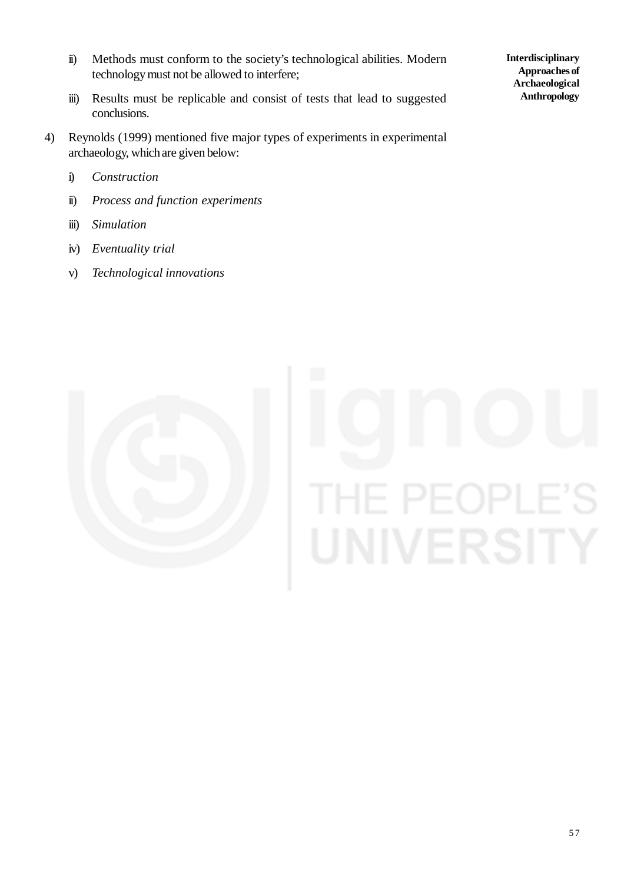ii) Methods must conform to the society's technological abilities. Modern technology must not be allowed to interfere;

iii) Results must be replicable and consist of tests that lead to suggested conclusions.

4) Reynolds (1999) mentioned five major types of experiments in experimental archaeology, which are given below:

   i) *Construction*

   ii) *Process and function experiments*

   iii) *Simulation*

   iv) *Eventuality trial*

   v) *Technological innovations*